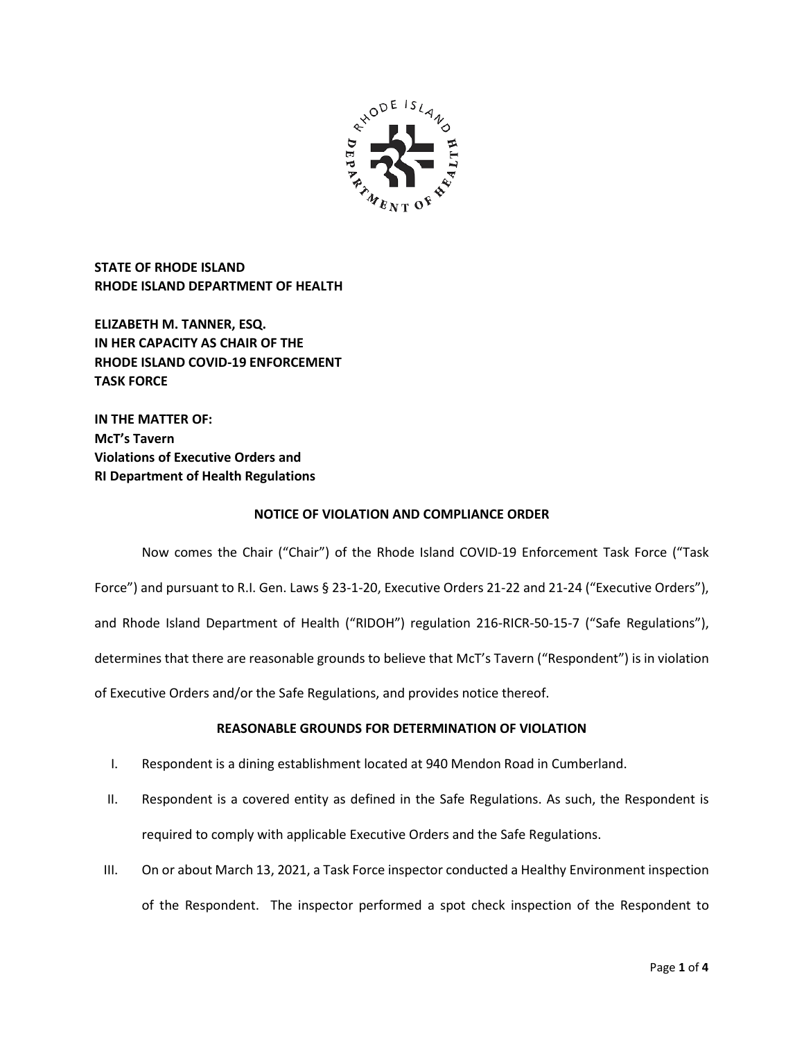**STATE OF RHODE ISLAND**
**RHODE ISLAND DEPARTMENT OF HEALTH**

**ELIZABETH M. TANNER, ESQ.**
**IN HER CAPACITY AS CHAIR OF THE**
**RHODE ISLAND COVID-19 ENFORCEMENT**
**TASK FORCE**

**IN THE MATTER OF:**
**McT's Tavern**
**Violations of Executive Orders and**
**RI Department of Health Regulations**

## NOTICE OF VIOLATION AND COMPLIANCE ORDER

Now comes the Chair ("Chair") of the Rhode Island COVID-19 Enforcement Task Force ("Task Force") and pursuant to R.I. Gen. Laws § 23-1-20, Executive Orders 21-22 and 21-24 ("Executive Orders"), and Rhode Island Department of Health ("RIDOH") regulation 216-RICR-50-15-7 ("Safe Regulations"), determines that there are reasonable grounds to believe that McT's Tavern ("Respondent") is in violation of Executive Orders and/or the Safe Regulations, and provides notice thereof.

## REASONABLE GROUNDS FOR DETERMINATION OF VIOLATION

I. Respondent is a dining establishment located at 940 Mendon Road in Cumberland.

II. Respondent is a covered entity as defined in the Safe Regulations. As such, the Respondent is required to comply with applicable Executive Orders and the Safe Regulations.

III. On or about March 13, 2021, a Task Force inspector conducted a Healthy Environment inspection of the Respondent. The inspector performed a spot check inspection of the Respondent to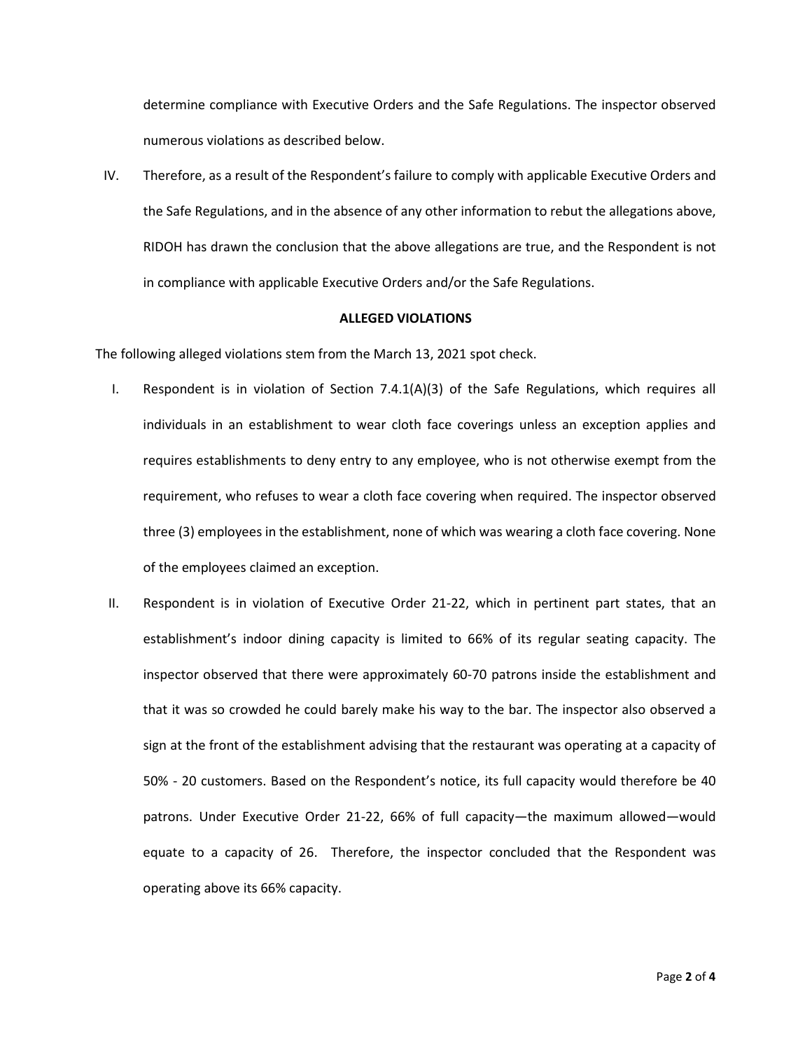determine compliance with Executive Orders and the Safe Regulations. The inspector observed numerous violations as described below.

IV. Therefore, as a result of the Respondent's failure to comply with applicable Executive Orders and the Safe Regulations, and in the absence of any other information to rebut the allegations above, RIDOH has drawn the conclusion that the above allegations are true, and the Respondent is not in compliance with applicable Executive Orders and/or the Safe Regulations.

**ALLEGED VIOLATIONS**

The following alleged violations stem from the March 13, 2021 spot check.

I. Respondent is in violation of Section 7.4.1(A)(3) of the Safe Regulations, which requires all individuals in an establishment to wear cloth face coverings unless an exception applies and requires establishments to deny entry to any employee, who is not otherwise exempt from the requirement, who refuses to wear a cloth face covering when required. The inspector observed three (3) employees in the establishment, none of which was wearing a cloth face covering. None of the employees claimed an exception.

II. Respondent is in violation of Executive Order 21-22, which in pertinent part states, that an establishment's indoor dining capacity is limited to 66% of its regular seating capacity. The inspector observed that there were approximately 60-70 patrons inside the establishment and that it was so crowded he could barely make his way to the bar. The inspector also observed a sign at the front of the establishment advising that the restaurant was operating at a capacity of 50% - 20 customers. Based on the Respondent's notice, its full capacity would therefore be 40 patrons. Under Executive Order 21-22, 66% of full capacity—the maximum allowed—would equate to a capacity of 26. Therefore, the inspector concluded that the Respondent was operating above its 66% capacity.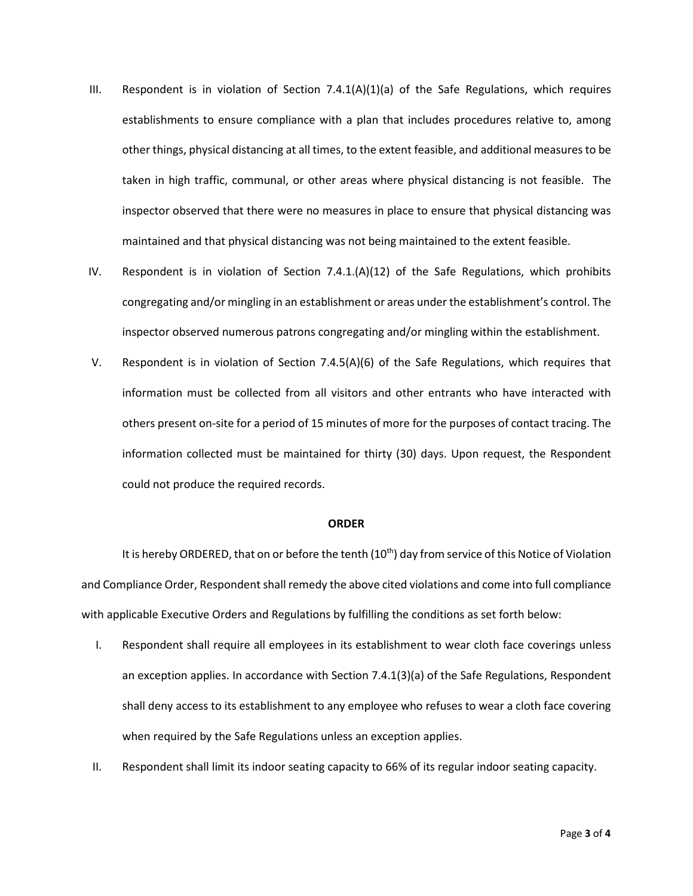III. Respondent is in violation of Section 7.4.1(A)(1)(a) of the Safe Regulations, which requires establishments to ensure compliance with a plan that includes procedures relative to, among other things, physical distancing at all times, to the extent feasible, and additional measures to be taken in high traffic, communal, or other areas where physical distancing is not feasible. The inspector observed that there were no measures in place to ensure that physical distancing was maintained and that physical distancing was not being maintained to the extent feasible.

IV. Respondent is in violation of Section 7.4.1.(A)(12) of the Safe Regulations, which prohibits congregating and/or mingling in an establishment or areas under the establishment's control. The inspector observed numerous patrons congregating and/or mingling within the establishment.

V. Respondent is in violation of Section 7.4.5(A)(6) of the Safe Regulations, which requires that information must be collected from all visitors and other entrants who have interacted with others present on-site for a period of 15 minutes of more for the purposes of contact tracing. The information collected must be maintained for thirty (30) days. Upon request, the Respondent could not produce the required records.

**ORDER**

It is hereby ORDERED, that on or before the tenth (10th) day from service of this Notice of Violation and Compliance Order, Respondent shall remedy the above cited violations and come into full compliance with applicable Executive Orders and Regulations by fulfilling the conditions as set forth below:

I. Respondent shall require all employees in its establishment to wear cloth face coverings unless an exception applies. In accordance with Section 7.4.1(3)(a) of the Safe Regulations, Respondent shall deny access to its establishment to any employee who refuses to wear a cloth face covering when required by the Safe Regulations unless an exception applies.

II. Respondent shall limit its indoor seating capacity to 66% of its regular indoor seating capacity.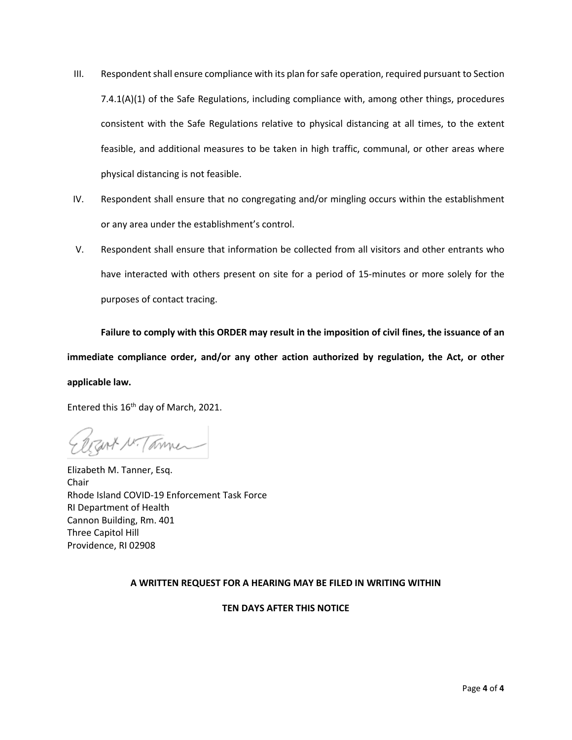III. Respondent shall ensure compliance with its plan for safe operation, required pursuant to Section 7.4.1(A)(1) of the Safe Regulations, including compliance with, among other things, procedures consistent with the Safe Regulations relative to physical distancing at all times, to the extent feasible, and additional measures to be taken in high traffic, communal, or other areas where physical distancing is not feasible.

IV. Respondent shall ensure that no congregating and/or mingling occurs within the establishment or any area under the establishment's control.

V. Respondent shall ensure that information be collected from all visitors and other entrants who have interacted with others present on site for a period of 15-minutes or more solely for the purposes of contact tracing.

**Failure to comply with this ORDER may result in the imposition of civil fines, the issuance of an immediate compliance order, and/or any other action authorized by regulation, the Act, or other applicable law.**

Entered this 16th day of March, 2021.

Elizabeth M. Tanner, Esq.
Chair
Rhode Island COVID-19 Enforcement Task Force
RI Department of Health
Cannon Building, Rm. 401
Three Capitol Hill
Providence, RI 02908

**A WRITTEN REQUEST FOR A HEARING MAY BE FILED IN WRITING WITHIN**

**TEN DAYS AFTER THIS NOTICE**